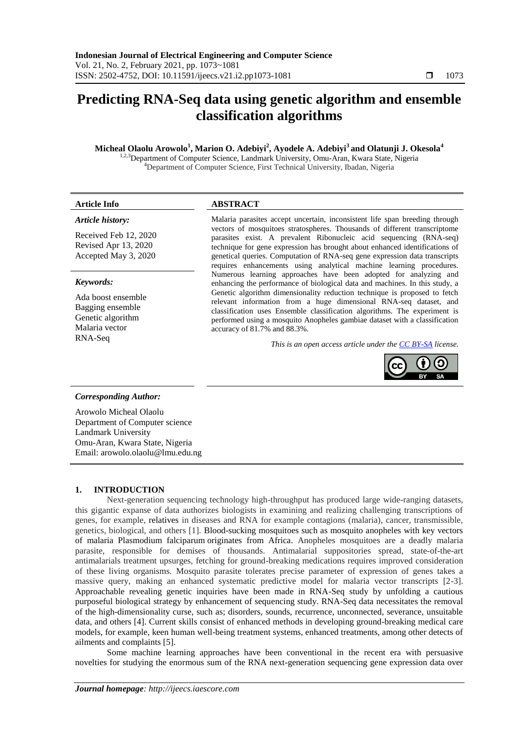# Predicting RNA-Seq data using genetic algorithm and ensemble classification algorithms

**Micheal Olaolu Arowolo[1], Marion O. Adebiyi[2], Ayodele A. Adebiyi[3] and Olatunji J. Okesola[4]**

[1,2,3]Department of Computer Science, Landmark University, Omu-Aran, Kwara State, Nigeria
[4]Department of Computer Science, First Technical University, Ibadan, Nigeria

**Article Info**

*Article history:*

Received Feb 12, 2020
Revised Apr 13, 2020
Accepted May 3, 2020

*Keywords:*

Ada boost ensemble
Bagging ensemble
Genetic algorithm
Malaria vector
RNA-Seq

**ABSTRACT**

Malaria parasites accept uncertain, inconsistent life span breeding through vectors of mosquitoes stratospheres. Thousands of different transcriptome parasites exist. A prevalent Ribonucleic acid sequencing (RNA-seq) technique for gene expression has brought about enhanced identifications of genetical queries. Computation of RNA-seq gene expression data transcripts requires enhancements using analytical machine learning procedures. Numerous learning approaches have been adopted for analyzing and enhancing the performance of biological data and machines. In this study, a Genetic algorithm dimensionality reduction technique is proposed to fetch relevant information from a huge dimensional RNA-seq dataset, and classification uses Ensemble classification algorithms. The experiment is performed using a mosquito Anopheles gambiae dataset with a classification accuracy of 81.7% and 88.3%.

*This is an open access article under the CC BY-SA license.*

*Corresponding Author:*

Arowolo Micheal Olaolu
Department of Computer science
Landmark University
Omu-Aran, Kwara State, Nigeria
Email: arowolo.olaolu@lmu.edu.ng

## 1. INTRODUCTION

Next-generation sequencing technology high-throughput has produced large wide-ranging datasets, this gigantic expanse of data authorizes biologists in examining and realizing challenging transcriptions of genes, for example, relatives in diseases and RNA for example contagions (malaria), cancer, transmissible, genetics, biological, and others [1]. Blood-sucking mosquitoes such as mosquito anopheles with key vectors of malaria Plasmodium falciparum originates from Africa. Anopheles mosquitoes are a deadly malaria parasite, responsible for demises of thousands. Antimalarial suppositories spread, state-of-the-art antimalarials treatment upsurges, fetching for ground-breaking medications requires improved consideration of these living organisms. Mosquito parasite tolerates precise parameter of expression of genes takes a massive query, making an enhanced systematic predictive model for malaria vector transcripts [2-3]. Approachable revealing genetic inquiries have been made in RNA-Seq study by unfolding a cautious purposeful biological strategy by enhancement of sequencing study. RNA-Seq data necessitates the removal of the high-dimensionality curse, such as; disorders, sounds, recurrence, unconnected, severance, unsuitable data, and others [4]. Current skills consist of enhanced methods in developing ground-breaking medical care models, for example, keen human well-being treatment systems, enhanced treatments, among other detects of ailments and complaints [5].

Some machine learning approaches have been conventional in the recent era with persuasive novelties for studying the enormous sum of the RNA next-generation sequencing gene expression data over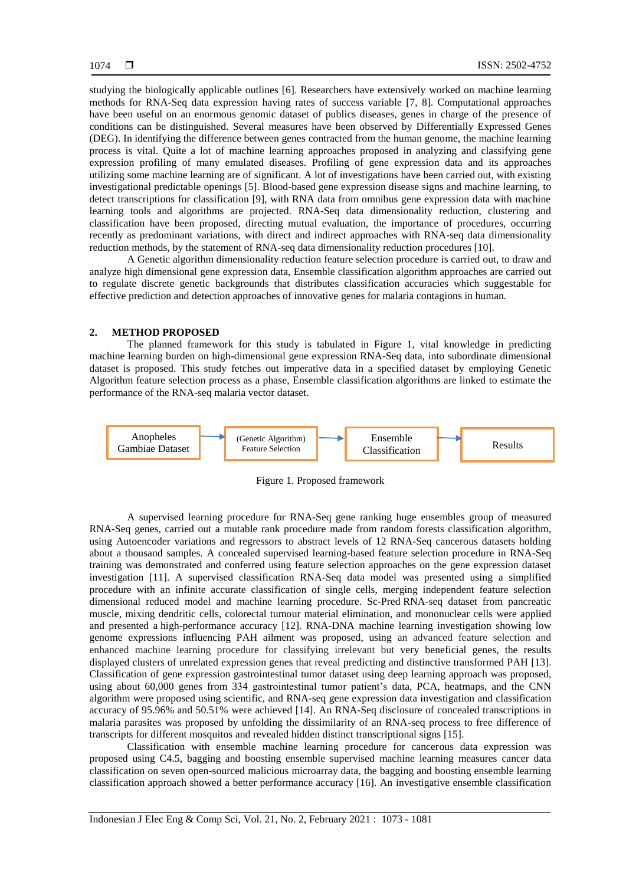studying the biologically applicable outlines [6]. Researchers have extensively worked on machine learning methods for RNA-Seq data expression having rates of success variable [7, 8]. Computational approaches have been useful on an enormous genomic dataset of publics diseases, genes in charge of the presence of conditions can be distinguished. Several measures have been observed by Differentially Expressed Genes (DEG). In identifying the difference between genes contracted from the human genome, the machine learning process is vital. Quite a lot of machine learning approaches proposed in analyzing and classifying gene expression profiling of many emulated diseases. Profiling of gene expression data and its approaches utilizing some machine learning are of significant. A lot of investigations have been carried out, with existing investigational predictable openings [5]. Blood-based gene expression disease signs and machine learning, to detect transcriptions for classification [9], with RNA data from omnibus gene expression data with machine learning tools and algorithms are projected. RNA-Seq data dimensionality reduction, clustering and classification have been proposed, directing mutual evaluation, the importance of procedures, occurring recently as predominant variations, with direct and indirect approaches with RNA-seq data dimensionality reduction methods, by the statement of RNA-seq data dimensionality reduction procedures [10].

A Genetic algorithm dimensionality reduction feature selection procedure is carried out, to draw and analyze high dimensional gene expression data, Ensemble classification algorithm approaches are carried out to regulate discrete genetic backgrounds that distributes classification accuracies which suggestable for effective prediction and detection approaches of innovative genes for malaria contagions in human.

## 2. METHOD PROPOSED

The planned framework for this study is tabulated in Figure 1, vital knowledge in predicting machine learning burden on high-dimensional gene expression RNA-Seq data, into subordinate dimensional dataset is proposed. This study fetches out imperative data in a specified dataset by employing Genetic Algorithm feature selection process as a phase, Ensemble classification algorithms are linked to estimate the performance of the RNA-seq malaria vector dataset.

Anopheles Gambiae Dataset → (Genetic Algorithm) Feature Selection → Ensemble Classification → Results

Figure 1. Proposed framework

A supervised learning procedure for RNA-Seq gene ranking huge ensembles group of measured RNA-Seq genes, carried out a mutable rank procedure made from random forests classification algorithm, using Autoencoder variations and regressors to abstract levels of 12 RNA-Seq cancerous datasets holding about a thousand samples. A concealed supervised learning-based feature selection procedure in RNA-Seq training was demonstrated and conferred using feature selection approaches on the gene expression dataset investigation [11]. A supervised classification RNA-Seq data model was presented using a simplified procedure with an infinite accurate classification of single cells, merging independent feature selection dimensional reduced model and machine learning procedure. Sc-Pred RNA-seq dataset from pancreatic muscle, mixing dendritic cells, colorectal tumour material elimination, and mononuclear cells were applied and presented a high-performance accuracy [12]. RNA-DNA machine learning investigation showing low genome expressions influencing PAH ailment was proposed, using an advanced feature selection and enhanced machine learning procedure for classifying irrelevant but very beneficial genes, the results displayed clusters of unrelated expression genes that reveal predicting and distinctive transformed PAH [13]. Classification of gene expression gastrointestinal tumor dataset using deep learning approach was proposed, using about 60,000 genes from 334 gastrointestinal tumor patient's data, PCA, heatmaps, and the CNN algorithm were proposed using scientific, and RNA-seq gene expression data investigation and classification accuracy of 95.96% and 50.51% were achieved [14]. An RNA-Seq disclosure of concealed transcriptions in malaria parasites was proposed by unfolding the dissimilarity of an RNA-seq process to free difference of transcripts for different mosquitos and revealed hidden distinct transcriptional signs [15].

Classification with ensemble machine learning procedure for cancerous data expression was proposed using C4.5, bagging and boosting ensemble supervised machine learning measures cancer data classification on seven open-sourced malicious microarray data, the bagging and boosting ensemble learning classification approach showed a better performance accuracy [16]. An investigative ensemble classification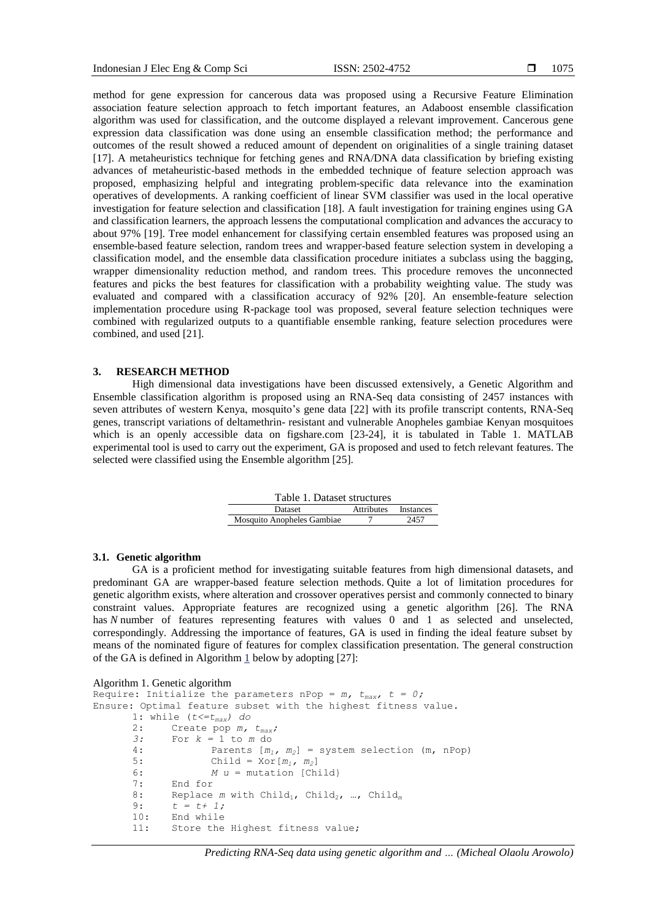method for gene expression for cancerous data was proposed using a Recursive Feature Elimination association feature selection approach to fetch important features, an Adaboost ensemble classification algorithm was used for classification, and the outcome displayed a relevant improvement. Cancerous gene expression data classification was done using an ensemble classification method; the performance and outcomes of the result showed a reduced amount of dependent on originalities of a single training dataset [17]. A metaheuristics technique for fetching genes and RNA/DNA data classification by briefing existing advances of metaheuristic-based methods in the embedded technique of feature selection approach was proposed, emphasizing helpful and integrating problem-specific data relevance into the examination operatives of developments. A ranking coefficient of linear SVM classifier was used in the local operative investigation for feature selection and classification [18]. A fault investigation for training engines using GA and classification learners, the approach lessens the computational complication and advances the accuracy to about 97% [19]. Tree model enhancement for classifying certain ensembled features was proposed using an ensemble-based feature selection, random trees and wrapper-based feature selection system in developing a classification model, and the ensemble data classification procedure initiates a subclass using the bagging, wrapper dimensionality reduction method, and random trees. This procedure removes the unconnected features and picks the best features for classification with a probability weighting value. The study was evaluated and compared with a classification accuracy of 92% [20]. An ensemble-feature selection implementation procedure using R-package tool was proposed, several feature selection techniques were combined with regularized outputs to a quantifiable ensemble ranking, feature selection procedures were combined, and used [21].

## 3. RESEARCH METHOD

High dimensional data investigations have been discussed extensively, a Genetic Algorithm and Ensemble classification algorithm is proposed using an RNA-Seq data consisting of 2457 instances with seven attributes of western Kenya, mosquito's gene data [22] with its profile transcript contents, RNA-Seq genes, transcript variations of deltamethrin- resistant and vulnerable Anopheles gambiae Kenyan mosquitoes which is an openly accessible data on figshare.com [23-24], it is tabulated in Table 1. MATLAB experimental tool is used to carry out the experiment, GA is proposed and used to fetch relevant features. The selected were classified using the Ensemble algorithm [25].

Table 1. Dataset structures

| Dataset | Attributes | Instances |
|---|---|---|
| Mosquito Anopheles Gambiae | 7 | 2457 |

### 3.1. Genetic algorithm

GA is a proficient method for investigating suitable features from high dimensional datasets, and predominant GA are wrapper-based feature selection methods. Quite a lot of limitation procedures for genetic algorithm exists, where alteration and crossover operatives persist and commonly connected to binary constraint values. Appropriate features are recognized using a genetic algorithm [26]. The RNA has *N* number of features representing features with values 0 and 1 as selected and unselected, correspondingly. Addressing the importance of features, GA is used in finding the ideal feature subset by means of the nominated figure of features for complex classification presentation. The general construction of the GA is defined in Algorithm 1 below by adopting [27]:

Algorithm 1. Genetic algorithm

```
Require: Initialize the parameters nPop = m, t_max, t = 0;
Ensure: Optimal feature subset with the highest fitness value.
      1: while (t<=t_max) do
      2:     Create pop m, t_max;
      3:     For k = 1 to m do
      4:            Parents [m_1, m_2] = system selection (m, nPop)
      5:            Child = Xor[m_1, m_2]
      6:            M u = mutation [Child}
      7:     End for
      8:     Replace m with Child_1, Child_2, …, Child_m
      9:     t = t+ 1;
      10:    End while
      11:    Store the Highest fitness value;
```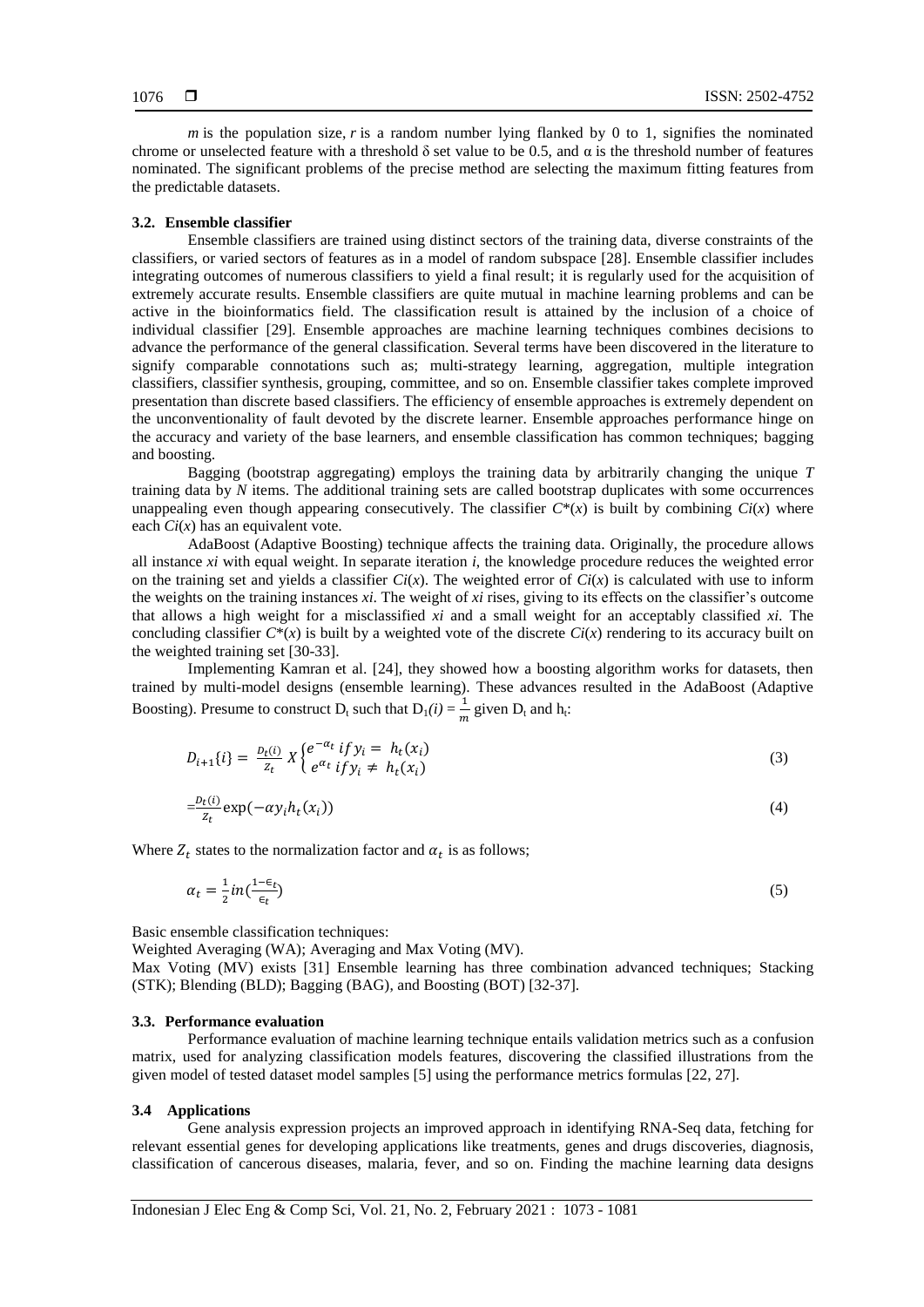$m$ is the population size, $r$ is a random number lying flanked by 0 to 1, signifies the nominated chrome or unselected feature with a threshold $\delta$ set value to be 0.5, and $\alpha$ is the threshold number of features nominated. The significant problems of the precise method are selecting the maximum fitting features from the predictable datasets.

### 3.2. Ensemble classifier

Ensemble classifiers are trained using distinct sectors of the training data, diverse constraints of the classifiers, or varied sectors of features as in a model of random subspace [28]. Ensemble classifier includes integrating outcomes of numerous classifiers to yield a final result; it is regularly used for the acquisition of extremely accurate results. Ensemble classifiers are quite mutual in machine learning problems and can be active in the bioinformatics field. The classification result is attained by the inclusion of a choice of individual classifier [29]. Ensemble approaches are machine learning techniques combines decisions to advance the performance of the general classification. Several terms have been discovered in the literature to signify comparable connotations such as; multi-strategy learning, aggregation, multiple integration classifiers, classifier synthesis, grouping, committee, and so on. Ensemble classifier takes complete improved presentation than discrete based classifiers. The efficiency of ensemble approaches is extremely dependent on the unconventionality of fault devoted by the discrete learner. Ensemble approaches performance hinge on the accuracy and variety of the base learners, and ensemble classification has common techniques; bagging and boosting.

Bagging (bootstrap aggregating) employs the training data by arbitrarily changing the unique $T$ training data by $N$ items. The additional training sets are called bootstrap duplicates with some occurrences unappealing even though appearing consecutively. The classifier $C^*(x)$ is built by combining $Ci(x)$ where each $Ci(x)$ has an equivalent vote.

AdaBoost (Adaptive Boosting) technique affects the training data. Originally, the procedure allows all instance $xi$ with equal weight. In separate iteration $i$, the knowledge procedure reduces the weighted error on the training set and yields a classifier $Ci(x)$. The weighted error of $Ci(x)$ is calculated with use to inform the weights on the training instances $xi$. The weight of $xi$ rises, giving to its effects on the classifier's outcome that allows a high weight for a misclassified $xi$ and a small weight for an acceptably classified $xi$. The concluding classifier $C^*(x)$ is built by a weighted vote of the discrete $Ci(x)$ rendering to its accuracy built on the weighted training set [30-33].

Implementing Kamran et al. [24], they showed how a boosting algorithm works for datasets, then trained by multi-model designs (ensemble learning). These advances resulted in the AdaBoost (Adaptive Boosting). Presume to construct $D_t$ such that $D_1(i) = \frac{1}{m}$ given $D_t$ and $h_t$:

$$D_{i+1}\{i\} = \frac{D_t(i)}{Z_t} X \begin{cases} e^{-\alpha_t} \; if y_i = h_t(x_i) \\ e^{\alpha_t} \; if y_i \neq h_t(x_i) \end{cases} \tag{3}$$

$$= \frac{D_t(i)}{Z_t} \exp(-\alpha y_i h_t(x_i)) \tag{4}$$

Where $Z_t$ states to the normalization factor and $\alpha_t$ is as follows;

$$\alpha_t = \frac{1}{2} in\left(\frac{1-\epsilon_t}{\epsilon_t}\right) \tag{5}$$

Basic ensemble classification techniques:

Weighted Averaging (WA); Averaging and Max Voting (MV).

Max Voting (MV) exists [31] Ensemble learning has three combination advanced techniques; Stacking (STK); Blending (BLD); Bagging (BAG), and Boosting (BOT) [32-37].

### 3.3. Performance evaluation

Performance evaluation of machine learning technique entails validation metrics such as a confusion matrix, used for analyzing classification models features, discovering the classified illustrations from the given model of tested dataset model samples [5] using the performance metrics formulas [22, 27].

### 3.4 Applications

Gene analysis expression projects an improved approach in identifying RNA-Seq data, fetching for relevant essential genes for developing applications like treatments, genes and drugs discoveries, diagnosis, classification of cancerous diseases, malaria, fever, and so on. Finding the machine learning data designs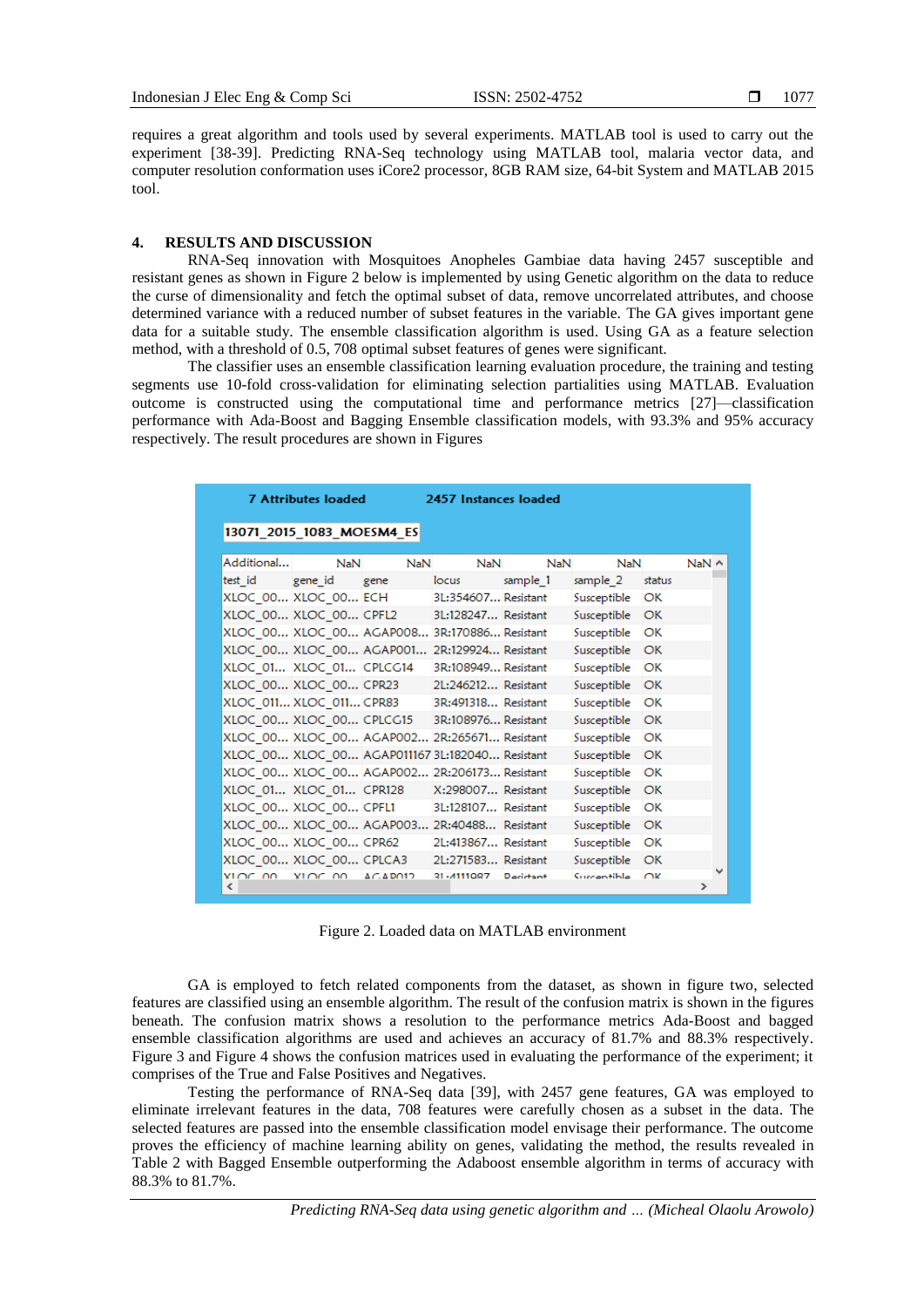requires a great algorithm and tools used by several experiments. MATLAB tool is used to carry out the experiment [38-39]. Predicting RNA-Seq technology using MATLAB tool, malaria vector data, and computer resolution conformation uses iCore2 processor, 8GB RAM size, 64-bit System and MATLAB 2015 tool.

## 4. RESULTS AND DISCUSSION

RNA-Seq innovation with Mosquitoes Anopheles Gambiae data having 2457 susceptible and resistant genes as shown in Figure 2 below is implemented by using Genetic algorithm on the data to reduce the curse of dimensionality and fetch the optimal subset of data, remove uncorrelated attributes, and choose determined variance with a reduced number of subset features in the variable. The GA gives important gene data for a suitable study. The ensemble classification algorithm is used. Using GA as a feature selection method, with a threshold of 0.5, 708 optimal subset features of genes were significant.

The classifier uses an ensemble classification learning evaluation procedure, the training and testing segments use 10-fold cross-validation for eliminating selection partialities using MATLAB. Evaluation outcome is constructed using the computational time and performance metrics [27]—classification performance with Ada-Boost and Bagging Ensemble classification models, with 93.3% and 95% accuracy respectively. The result procedures are shown in Figures

7 Attributes loaded    2457 Instances loaded

13071_2015_1083_MOESM4_ES

| Additional... | NaN | NaN | NaN | NaN | NaN | NaN |
|---|---|---|---|---|---|---|
| test_id | gene_id | gene | locus | sample_1 | sample_2 | status |
| XLOC_00... | XLOC_00... | ECH | 3L:354607... | Resistant | Susceptible | OK |
| XLOC_00... | XLOC_00... | CPFL2 | 3L:128247... | Resistant | Susceptible | OK |
| XLOC_00... | XLOC_00... | AGAP008... | 3R:170886... | Resistant | Susceptible | OK |
| XLOC_00... | XLOC_00... | AGAP001... | 2R:129924... | Resistant | Susceptible | OK |
| XLOC_01... | XLOC_01... | CPLCG14 | 3R:108949... | Resistant | Susceptible | OK |
| XLOC_00... | XLOC_00... | CPR23 | 2L:246212... | Resistant | Susceptible | OK |
| XLOC_011... | XLOC_011... | CPR83 | 3R:491318... | Resistant | Susceptible | OK |
| XLOC_00... | XLOC_00... | CPLCG15 | 3R:108976... | Resistant | Susceptible | OK |
| XLOC_00... | XLOC_00... | AGAP002... | 2R:265671... | Resistant | Susceptible | OK |
| XLOC_00... | XLOC_00... | AGAP011167 | 3L:182040... | Resistant | Susceptible | OK |
| XLOC_00... | XLOC_00... | AGAP002... | 2R:206173... | Resistant | Susceptible | OK |
| XLOC_01... | XLOC_01... | CPR128 | X:298007... | Resistant | Susceptible | OK |
| XLOC_00... | XLOC_00... | CPFL1 | 3L:128107... | Resistant | Susceptible | OK |
| XLOC_00... | XLOC_00... | AGAP003... | 2R:40488... | Resistant | Susceptible | OK |
| XLOC_00... | XLOC_00... | CPR62 | 2L:413867... | Resistant | Susceptible | OK |
| XLOC_00... | XLOC_00... | CPLCA3 | 2L:271583... | Resistant | Susceptible | OK |

Figure 2. Loaded data on MATLAB environment

GA is employed to fetch related components from the dataset, as shown in figure two, selected features are classified using an ensemble algorithm. The result of the confusion matrix is shown in the figures beneath. The confusion matrix shows a resolution to the performance metrics Ada-Boost and bagged ensemble classification algorithms are used and achieves an accuracy of 81.7% and 88.3% respectively. Figure 3 and Figure 4 shows the confusion matrices used in evaluating the performance of the experiment; it comprises of the True and False Positives and Negatives.

Testing the performance of RNA-Seq data [39], with 2457 gene features, GA was employed to eliminate irrelevant features in the data, 708 features were carefully chosen as a subset in the data. The selected features are passed into the ensemble classification model envisage their performance. The outcome proves the efficiency of machine learning ability on genes, validating the method, the results revealed in Table 2 with Bagged Ensemble outperforming the Adaboost ensemble algorithm in terms of accuracy with 88.3% to 81.7%.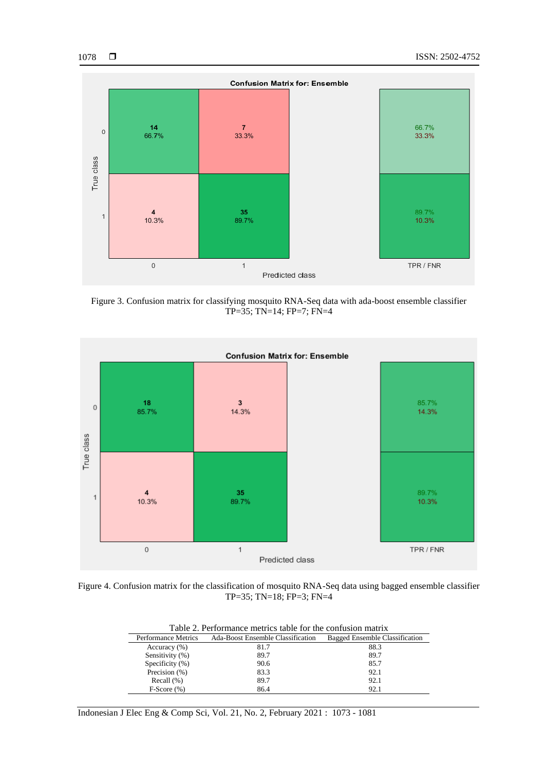Figure 3. Confusion matrix for classifying mosquito RNA-Seq data with ada-boost ensemble classifier TP=35; TN=14; FP=7; FN=4

Figure 4. Confusion matrix for the classification of mosquito RNA-Seq data using bagged ensemble classifier TP=35; TN=18; FP=3; FN=4

Table 2. Performance metrics table for the confusion matrix

| Performance Metrics | Ada-Boost Ensemble Classification | Bagged Ensemble Classification |
|---|---|---|
| Accuracy (%) | 81.7 | 88.3 |
| Sensitivity (%) | 89.7 | 89.7 |
| Specificity (%) | 90.6 | 85.7 |
| Precision (%) | 83.3 | 92.1 |
| Recall (%) | 89.7 | 92.1 |
| F-Score (%) | 86.4 | 92.1 |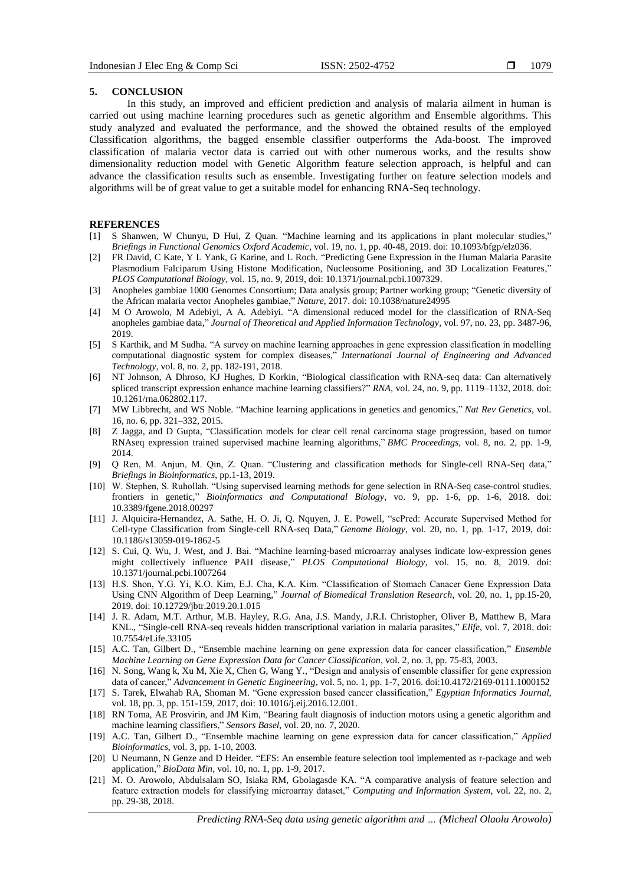## 5. CONCLUSION

In this study, an improved and efficient prediction and analysis of malaria ailment in human is carried out using machine learning procedures such as genetic algorithm and Ensemble algorithms. This study analyzed and evaluated the performance, and the showed the obtained results of the employed Classification algorithms, the bagged ensemble classifier outperforms the Ada-boost. The improved classification of malaria vector data is carried out with other numerous works, and the results show dimensionality reduction model with Genetic Algorithm feature selection approach, is helpful and can advance the classification results such as ensemble. Investigating further on feature selection models and algorithms will be of great value to get a suitable model for enhancing RNA-Seq technology.

## REFERENCES

- [1] S Shanwen, W Chunyu, D Hui, Z Quan. "Machine learning and its applications in plant molecular studies," *Briefings in Functional Genomics Oxford Academic*, vol. 19, no. 1, pp. 40-48, 2019. doi: 10.1093/bfgp/elz036.
- [2] FR David, C Kate, Y L Yank, G Karine, and L Roch. "Predicting Gene Expression in the Human Malaria Parasite Plasmodium Falciparum Using Histone Modification, Nucleosome Positioning, and 3D Localization Features," *PLOS Computational Biology*, vol. 15, no. 9, 2019, doi: 10.1371/journal.pcbi.1007329.
- [3] Anopheles gambiae 1000 Genomes Consortium; Data analysis group; Partner working group; "Genetic diversity of the African malaria vector Anopheles gambiae," *Nature*, 2017. doi: 10.1038/nature24995
- [4] M O Arowolo, M Adebiyi, A A. Adebiyi. "A dimensional reduced model for the classification of RNA-Seq anopheles gambiae data," *Journal of Theoretical and Applied Information Technology*, vol. 97, no. 23, pp. 3487-96, 2019.
- [5] S Karthik, and M Sudha. "A survey on machine learning approaches in gene expression classification in modelling computational diagnostic system for complex diseases," *International Journal of Engineering and Advanced Technology*, vol. 8, no. 2, pp. 182-191, 2018.
- [6] NT Johnson, A Dhroso, KJ Hughes, D Korkin, "Biological classification with RNA-seq data: Can alternatively spliced transcript expression enhance machine learning classifiers?" *RNA*, vol. 24, no. 9, pp. 1119–1132, 2018. doi: 10.1261/rna.062802.117.
- [7] MW Libbrecht, and WS Noble. "Machine learning applications in genetics and genomics," *Nat Rev Genetics*, vol. 16, no. 6, pp. 321–332, 2015.
- [8] Z Jagga, and D Gupta, "Classification models for clear cell renal carcinoma stage progression, based on tumor RNAseq expression trained supervised machine learning algorithms," *BMC Proceedings*, vol. 8, no. 2, pp. 1-9, 2014.
- [9] Q Ren, M. Anjun, M. Qin, Z. Quan. "Clustering and classification methods for Single-cell RNA-Seq data," *Briefings in Bioinformatics*, pp.1-13, 2019.
- [10] W. Stephen, S. Ruhollah. "Using supervised learning methods for gene selection in RNA-Seq case-control studies. frontiers in genetic," *Bioinformatics and Computational Biology*, vol. 9, pp. 1-6, pp. 1-6, 2018. doi: 10.3389/fgene.2018.00297
- [11] J. Alquicira-Hernandez, A. Sathe, H. O. Ji, Q. Nquyen, J. E. Powell, "scPred: Accurate Supervised Method for Cell-type Classification from Single-cell RNA-seq Data," *Genome Biology*, vol. 20, no. 1, pp. 1-17, 2019, doi: 10.1186/s13059-019-1862-5
- [12] S. Cui, Q. Wu, J. West, and J. Bai. "Machine learning-based microarray analyses indicate low-expression genes might collectively influence PAH disease," *PLOS Computational Biology*, vol. 15, no. 8, 2019. doi: 10.1371/journal.pcbi.1007264
- [13] H.S. Shon, Y.G. Yi, K.O. Kim, E.J. Cha, K.A. Kim. "Classification of Stomach Canacer Gene Expression Data Using CNN Algorithm of Deep Learning," *Journal of Biomedical Translation Research*, vol. 20, no. 1, pp.15-20, 2019. doi: 10.12729/jbtr.2019.20.1.015
- [14] J. R. Adam, M.T. Arthur, M.B. Hayley, R.G. Ana, J.S. Mandy, J.R.I. Christopher, Oliver B, Matthew B, Mara KNL., "Single-cell RNA-seq reveals hidden transcriptional variation in malaria parasites," *Elife*, vol. 7, 2018. doi: 10.7554/eLife.33105
- [15] A.C. Tan, Gilbert D., "Ensemble machine learning on gene expression data for cancer classification," *Ensemble Machine Learning on Gene Expression Data for Cancer Classification*, vol. 2, no. 3, pp. 75-83, 2003.
- [16] N. Song, Wang k, Xu M, Xie X, Chen G, Wang Y., "Design and analysis of ensemble classifier for gene expression data of cancer," *Advancement in Genetic Engineering*, vol. 5, no. 1, pp. 1-7, 2016. doi:10.4172/2169-0111.1000152
- [17] S. Tarek, Elwahab RA, Shoman M. "Gene expression based cancer classification," *Egyptian Informatics Journal*, vol. 18, pp. 3, pp. 151-159, 2017, doi: 10.1016/j.eij.2016.12.001.
- [18] RN Toma, AE Prosvirin, and JM Kim, "Bearing fault diagnosis of induction motors using a genetic algorithm and machine learning classifiers," *Sensors Basel*, vol. 20, no. 7, 2020.
- [19] A.C. Tan, Gilbert D., "Ensemble machine learning on gene expression data for cancer classification," *Applied Bioinformatics*, vol. 3, pp. 1-10, 2003.
- [20] U Neumann, N Genze and D Heider. "EFS: An ensemble feature selection tool implemented as r-package and web application," *BioData Min*, vol. 10, no. 1, pp. 1-9, 2017.
- [21] M. O. Arowolo, Abdulsalam SO, Isiaka RM, Gbolagasde KA. "A comparative analysis of feature selection and feature extraction models for classifying microarray dataset," *Computing and Information System*, vol. 22, no. 2, pp. 29-38, 2018.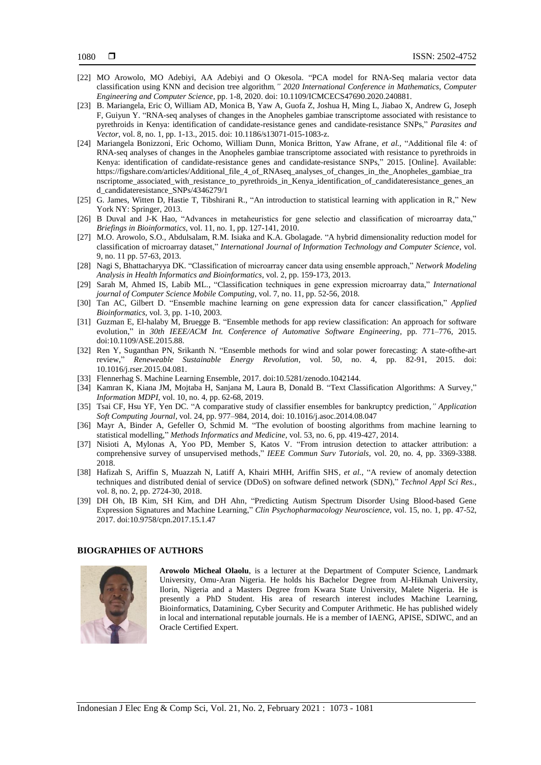[22] MO Arowolo, MO Adebiyi, AA Adebiyi and O Okesola. "PCA model for RNA-Seq malaria vector data classification using KNN and decision tree algorithm*," 2020 International Conference in Mathematics, Computer Engineering and Computer Science*, pp. 1-8, 2020. doi: 10.1109/ICMCECS47690.2020.240881.

[23] B. Mariangela, Eric O, William AD, Monica B, Yaw A, Guofa Z, Joshua H, Ming L, Jiabao X, Andrew G, Joseph F, Guiyun Y. "RNA-seq analyses of changes in the Anopheles gambiae transcriptome associated with resistance to pyrethroids in Kenya: identification of candidate-resistance genes and candidate-resistance SNPs," *Parasites and Vector*, vol. 8, no. 1, pp. 1-13., 2015. doi: 10.1186/s13071-015-1083-z.

[24] Mariangela Bonizzoni, Eric Ochomo, William Dunn, Monica Britton, Yaw Afrane, *et al.*, "Additional file 4: of RNA-seq analyses of changes in the Anopheles gambiae transcriptome associated with resistance to pyrethroids in Kenya: identification of candidate-resistance genes and candidate-resistance SNPs," 2015. [Online]. Available: https://figshare.com/articles/Additional_file_4_of_RNAseq_analyses_of_changes_in_the_Anopheles_gambiae_transcriptome_associated_with_resistance_to_pyrethroids_in_Kenya_identification_of_candidateresistance_genes_and_candidateresistance_SNPs/4346279/1

[25] G. James, Witten D, Hastie T, Tibshirani R., "An introduction to statistical learning with application in R," New York NY: Springer, 2013.

[26] B Duval and J-K Hao, "Advances in metaheuristics for gene selectio and classification of microarray data," *Briefings in Bioinformatics*, vol. 11, no. 1, pp. 127-141, 2010.

[27] M.O. Arowolo, S.O., Abdulsalam, R.M. Isiaka and K.A. Gbolagade. "A hybrid dimensionality reduction model for classification of microarray dataset," *International Journal of Information Technology and Computer Science*, vol. 9, no. 11 pp. 57-63, 2013.

[28] Nagi S, Bhattacharyya DK. "Classification of microarray cancer data using ensemble approach," *Network Modeling Analysis in Health Informatics and Bioinformatics*, vol. 2, pp. 159-173, 2013.

[29] Sarah M, Ahmed IS, Labib ML., "Classification techniques in gene expression microarray data," *International journal of Computer Science Mobile Computing*, vol. 7, no. 11, pp. 52-56, 2018.

[30] Tan AC, Gilbert D. "Ensemble machine learning on gene expression data for cancer classification," *Applied Bioinformatics*, vol. 3, pp. 1-10, 2003.

[31] Guzman E, El-halaby M, Bruegge B. "Ensemble methods for app review classification: An approach for software evolution," in *30th IEEE/ACM Int. Conference of Automative Software Engineering*, pp. 771–776, 2015. doi:10.1109/ASE.2015.88.

[32] Ren Y, Suganthan PN, Srikanth N. "Ensemble methods for wind and solar power forecasting: A state-ofthe-art review," *Reneweable Sustainable Energy Revolution*, vol. 50, no. 4, pp. 82-91, 2015. doi: 10.1016/j.rser.2015.04.081.

[33] Flennerhag S. Machine Learning Ensemble, 2017. doi:10.5281/zenodo.1042144.

[34] Kamran K, Kiana JM, Mojtaba H, Sanjana M, Laura B, Donald B. "Text Classification Algorithms: A Survey," *Information MDPI*, vol. 10, no. 4, pp. 62-68, 2019.

[35] Tsai CF, Hsu YF, Yen DC. "A comparative study of classifier ensembles for bankruptcy prediction*," Application Soft Computing Journal*, vol. 24, pp. 977–984, 2014, doi: 10.1016/j.asoc.2014.08.047

[36] Mayr A, Binder A, Gefeller O, Schmid M. "The evolution of boosting algorithms from machine learning to statistical modelling," *Methods Informatics and Medicine*, vol. 53, no. 6, pp. 419-427, 2014.

[37] Nisioti A, Mylonas A, Yoo PD, Member S, Katos V. "From intrusion detection to attacker attribution: a comprehensive survey of unsupervised methods," *IEEE Commun Surv Tutorials*, vol. 20, no. 4, pp. 3369-3388. 2018.

[38] Hafizah S, Ariffin S, Muazzah N, Latiff A, Khairi MHH, Ariffin SHS, *et al.*, "A review of anomaly detection techniques and distributed denial of service (DDoS) on software defined network (SDN)," *Technol Appl Sci Res.*, vol. 8, no. 2, pp. 2724-30, 2018.

[39] DH Oh, IB Kim, SH Kim, and DH Ahn, "Predicting Autism Spectrum Disorder Using Blood-based Gene Expression Signatures and Machine Learning," *Clin Psychopharmacology Neuroscience*, vol. 15, no. 1, pp. 47-52, 2017. doi:10.9758/cpn.2017.15.1.47

## BIOGRAPHIES OF AUTHORS

**Arowolo Micheal Olaolu**, is a lecturer at the Department of Computer Science, Landmark University, Omu-Aran Nigeria. He holds his Bachelor Degree from Al-Hikmah University, Ilorin, Nigeria and a Masters Degree from Kwara State University, Malete Nigeria. He is presently a PhD Student. His area of research interest includes Machine Learning, Bioinformatics, Datamining, Cyber Security and Computer Arithmetic. He has published widely in local and international reputable journals. He is a member of IAENG, APISE, SDIWC, and an Oracle Certified Expert.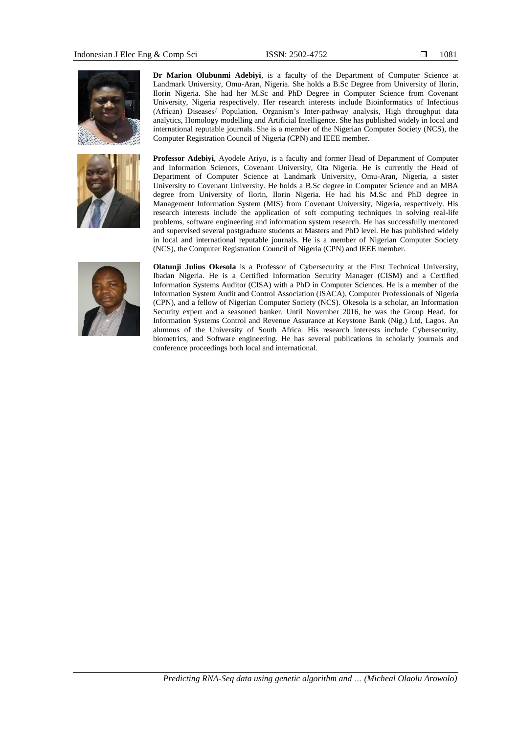**Dr Marion Olubunmi Adebiyi**, is a faculty of the Department of Computer Science at Landmark University, Omu-Aran, Nigeria. She holds a B.Sc Degree from University of Ilorin, Ilorin Nigeria. She had her M.Sc and PhD Degree in Computer Science from Covenant University, Nigeria respectively. Her research interests include Bioinformatics of Infectious (African) Diseases/ Population, Organism's Inter-pathway analysis, High throughput data analytics, Homology modelling and Artificial Intelligence. She has published widely in local and international reputable journals. She is a member of the Nigerian Computer Society (NCS), the Computer Registration Council of Nigeria (CPN) and IEEE member.

**Professor Adebiyi**, Ayodele Ariyo, is a faculty and former Head of Department of Computer and Information Sciences, Covenant University, Ota Nigeria. He is currently the Head of Department of Computer Science at Landmark University, Omu-Aran, Nigeria, a sister University to Covenant University. He holds a B.Sc degree in Computer Science and an MBA degree from University of Ilorin, Ilorin Nigeria. He had his M.Sc and PhD degree in Management Information System (MIS) from Covenant University, Nigeria, respectively. His research interests include the application of soft computing techniques in solving real-life problems, software engineering and information system research. He has successfully mentored and supervised several postgraduate students at Masters and PhD level. He has published widely in local and international reputable journals. He is a member of Nigerian Computer Society (NCS), the Computer Registration Council of Nigeria (CPN) and IEEE member.

**Olatunji Julius Okesola** is a Professor of Cybersecurity at the First Technical University, Ibadan Nigeria. He is a Certified Information Security Manager (CISM) and a Certified Information Systems Auditor (CISA) with a PhD in Computer Sciences. He is a member of the Information System Audit and Control Association (ISACA), Computer Professionals of Nigeria (CPN), and a fellow of Nigerian Computer Society (NCS). Okesola is a scholar, an Information Security expert and a seasoned banker. Until November 2016, he was the Group Head, for Information Systems Control and Revenue Assurance at Keystone Bank (Nig.) Ltd, Lagos. An alumnus of the University of South Africa. His research interests include Cybersecurity, biometrics, and Software engineering. He has several publications in scholarly journals and conference proceedings both local and international.